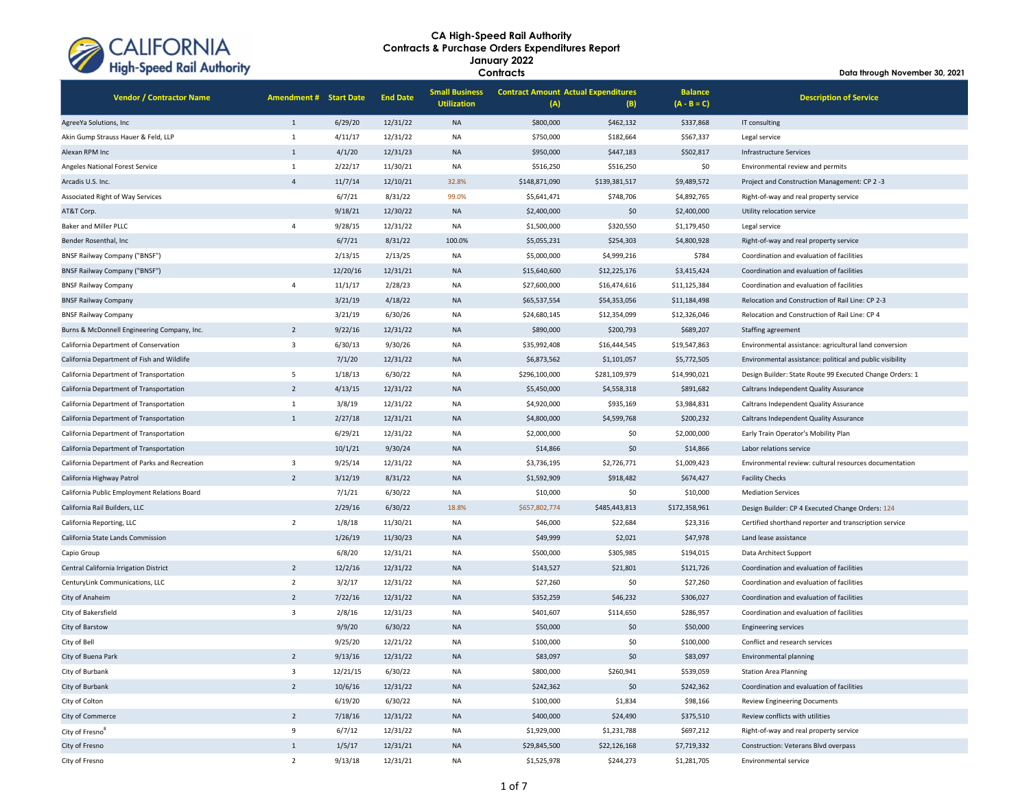# CA High-Speed Rail Authority
## Contracts & Purchase Orders Expenditures Report
## January 2022
## Contracts

Data through November 30, 2021

| Vendor / Contractor Name | Amendment # | Start Date | End Date | Small Business Utilization | Contract Amount (A) | Actual Expenditures (B) | Balance (A - B = C) | Description of Service |
|---|---|---|---|---|---|---|---|---|
| AgreeYa Solutions, Inc | 1 | 6/29/20 | 12/31/22 | NA | $800,000 | $462,132 | $337,868 | IT consulting |
| Akin Gump Strauss Hauer & Feld, LLP | 1 | 4/11/17 | 12/31/22 | NA | $750,000 | $182,664 | $567,337 | Legal service |
| Alexan RPM Inc | 1 | 4/1/20 | 12/31/23 | NA | $950,000 | $447,183 | $502,817 | Infrastructure Services |
| Angeles National Forest Service | 1 | 2/22/17 | 11/30/21 | NA | $516,250 | $516,250 | $0 | Environmental review and permits |
| Arcadis U.S. Inc. | 4 | 11/7/14 | 12/10/21 | 32.8% | $148,871,090 | $139,381,517 | $9,489,572 | Project and Construction Management: CP 2 -3 |
| Associated Right of Way Services | | 6/7/21 | 8/31/22 | 99.0% | $5,641,471 | $748,706 | $4,892,765 | Right-of-way and real property service |
| AT&T Corp. | | 9/18/21 | 12/30/22 | NA | $2,400,000 | $0 | $2,400,000 | Utility relocation service |
| Baker and Miller PLLC | 4 | 9/28/15 | 12/31/22 | NA | $1,500,000 | $320,550 | $1,179,450 | Legal service |
| Bender Rosenthal, Inc | | 6/7/21 | 8/31/22 | 100.0% | $5,055,231 | $254,303 | $4,800,928 | Right-of-way and real property service |
| BNSF Railway Company ("BNSF") | | 2/13/15 | 2/13/25 | NA | $5,000,000 | $4,999,216 | $784 | Coordination and evaluation of facilities |
| BNSF Railway Company ("BNSF") | | 12/20/16 | 12/31/21 | NA | $15,640,600 | $12,225,176 | $3,415,424 | Coordination and evaluation of facilities |
| BNSF Railway Company | 4 | 11/1/17 | 2/28/23 | NA | $27,600,000 | $16,474,616 | $11,125,384 | Coordination and evaluation of facilities |
| BNSF Railway Company | | 3/21/19 | 4/18/22 | NA | $65,537,554 | $54,353,056 | $11,184,498 | Relocation and Construction of Rail Line: CP 2-3 |
| BNSF Railway Company | | 3/21/19 | 6/30/26 | NA | $24,680,145 | $12,354,099 | $12,326,046 | Relocation and Construction of Rail Line: CP 4 |
| Burns & McDonnell Engineering Company, Inc. | 2 | 9/22/16 | 12/31/22 | NA | $890,000 | $200,793 | $689,207 | Staffing agreement |
| California Department of Conservation | 3 | 6/30/13 | 9/30/26 | NA | $35,992,408 | $16,444,545 | $19,547,863 | Environmental assistance: agricultural land conversion |
| California Department of Fish and Wildlife | | 7/1/20 | 12/31/22 | NA | $6,873,562 | $1,101,057 | $5,772,505 | Environmental assistance: political and public visibility |
| California Department of Transportation | 5 | 1/18/13 | 6/30/22 | NA | $296,100,000 | $281,109,979 | $14,990,021 | Design Builder: State Route 99 Executed Change Orders: 1 |
| California Department of Transportation | 2 | 4/13/15 | 12/31/22 | NA | $5,450,000 | $4,558,318 | $891,682 | Caltrans Independent Quality Assurance |
| California Department of Transportation | 1 | 3/8/19 | 12/31/22 | NA | $4,920,000 | $935,169 | $3,984,831 | Caltrans Independent Quality Assurance |
| California Department of Transportation | 1 | 2/27/18 | 12/31/21 | NA | $4,800,000 | $4,599,768 | $200,232 | Caltrans Independent Quality Assurance |
| California Department of Transportation | | 6/29/21 | 12/31/22 | NA | $2,000,000 | $0 | $2,000,000 | Early Train Operator's Mobility Plan |
| California Department of Transportation | | 10/1/21 | 9/30/24 | NA | $14,866 | $0 | $14,866 | Labor relations service |
| California Department of Parks and Recreation | 3 | 9/25/14 | 12/31/22 | NA | $3,736,195 | $2,726,771 | $1,009,423 | Environmental review: cultural resources documentation |
| California Highway Patrol | 2 | 3/12/19 | 8/31/22 | NA | $1,592,909 | $918,482 | $674,427 | Facility Checks |
| California Public Employment Relations Board | | 7/1/21 | 6/30/22 | NA | $10,000 | $0 | $10,000 | Mediation Services |
| California Rail Builders, LLC | | 2/29/16 | 6/30/22 | 18.8% | $657,802,774 | $485,443,813 | $172,358,961 | Design Builder: CP 4 Executed Change Orders: 124 |
| California Reporting, LLC | 2 | 1/8/18 | 11/30/21 | NA | $46,000 | $22,684 | $23,316 | Certified shorthand reporter and transcription service |
| California State Lands Commission | | 1/26/19 | 11/30/23 | NA | $49,999 | $2,021 | $47,978 | Land lease assistance |
| Capio Group | | 6/8/20 | 12/31/21 | NA | $500,000 | $305,985 | $194,015 | Data Architect Support |
| Central California Irrigation District | 2 | 12/2/16 | 12/31/22 | NA | $143,527 | $21,801 | $121,726 | Coordination and evaluation of facilities |
| CenturyLink Communications, LLC | 2 | 3/2/17 | 12/31/22 | NA | $27,260 | $0 | $27,260 | Coordination and evaluation of facilities |
| City of Anaheim | 2 | 7/22/16 | 12/31/22 | NA | $352,259 | $46,232 | $306,027 | Coordination and evaluation of facilities |
| City of Bakersfield | 3 | 2/8/16 | 12/31/23 | NA | $401,607 | $114,650 | $286,957 | Coordination and evaluation of facilities |
| City of Barstow | | 9/9/20 | 6/30/22 | NA | $50,000 | $0 | $50,000 | Engineering services |
| City of Bell | | 9/25/20 | 12/21/22 | NA | $100,000 | $0 | $100,000 | Conflict and research services |
| City of Buena Park | 2 | 9/13/16 | 12/31/22 | NA | $83,097 | $0 | $83,097 | Environmental planning |
| City of Burbank | 3 | 12/21/15 | 6/30/22 | NA | $800,000 | $260,941 | $539,059 | Station Area Planning |
| City of Burbank | 2 | 10/6/16 | 12/31/22 | NA | $242,362 | $0 | $242,362 | Coordination and evaluation of facilities |
| City of Colton | | 6/19/20 | 6/30/22 | NA | $100,000 | $1,834 | $98,166 | Review Engineering Documents |
| City of Commerce | 2 | 7/18/16 | 12/31/22 | NA | $400,000 | $24,490 | $375,510 | Review conflicts with utilities |
| City of Fresno[a] | 9 | 6/7/12 | 12/31/22 | NA | $1,929,000 | $1,231,788 | $697,212 | Right-of-way and real property service |
| City of Fresno | 1 | 1/5/17 | 12/31/21 | NA | $29,845,500 | $22,126,168 | $7,719,332 | Construction: Veterans Blvd overpass |
| City of Fresno | 2 | 9/13/18 | 12/31/21 | NA | $1,525,978 | $244,273 | $1,281,705 | Environmental service |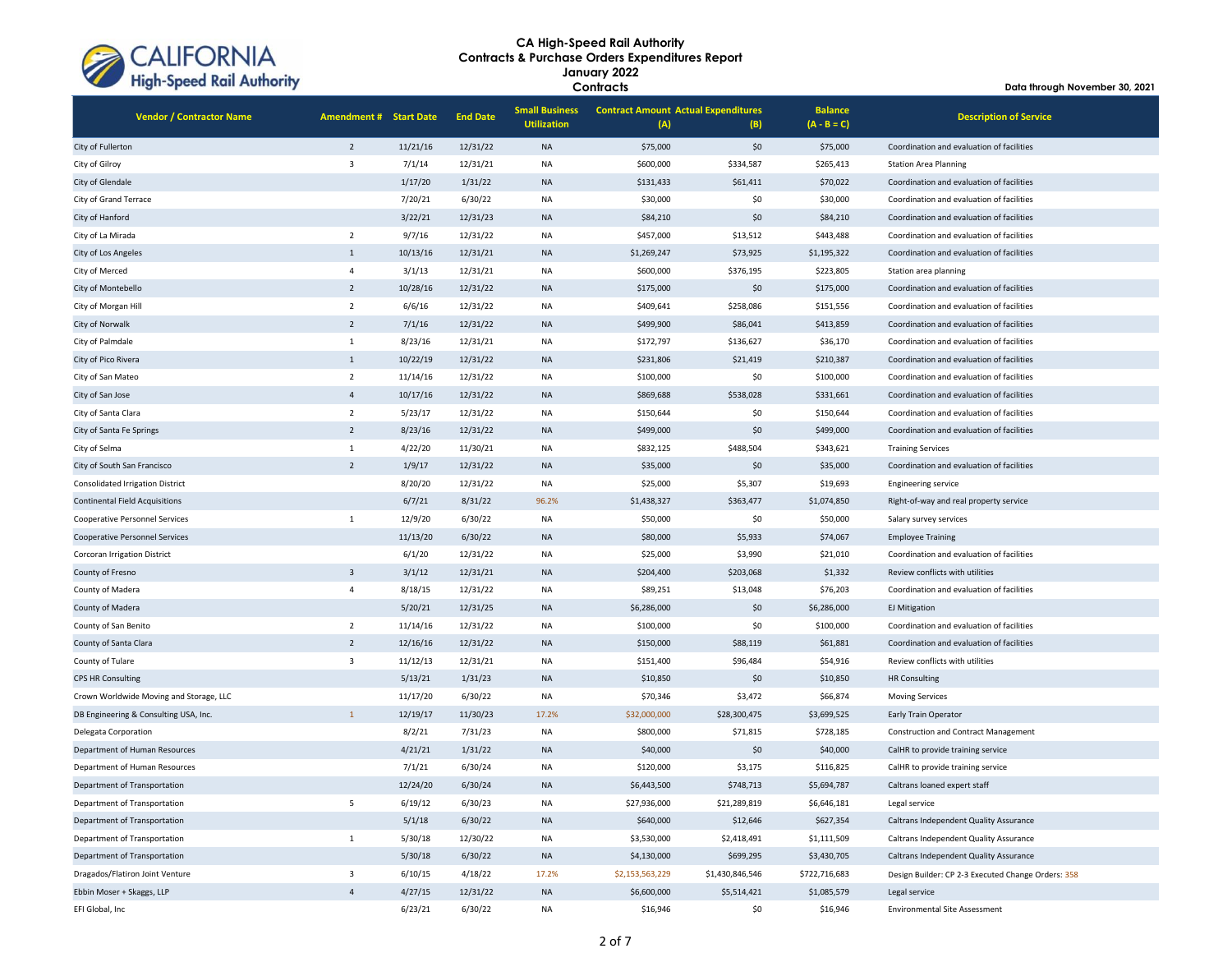# CA High-Speed Rail Authority
## Contracts & Purchase Orders Expenditures Report
## January 2022
## Contracts

Data through November 30, 2021

| Vendor / Contractor Name | Amendment # | Start Date | End Date | Small Business Utilization | Contract Amount (A) | Actual Expenditures (B) | Balance (A - B = C) | Description of Service |
|---|---|---|---|---|---|---|---|---|
| City of Fullerton | 2 | 11/21/16 | 12/31/22 | NA | $75,000 | $0 | $75,000 | Coordination and evaluation of facilities |
| City of Gilroy | 3 | 7/1/14 | 12/31/21 | NA | $600,000 | $334,587 | $265,413 | Station Area Planning |
| City of Glendale | | 1/17/20 | 1/31/22 | NA | $131,433 | $61,411 | $70,022 | Coordination and evaluation of facilities |
| City of Grand Terrace | | 7/20/21 | 6/30/22 | NA | $30,000 | $0 | $30,000 | Coordination and evaluation of facilities |
| City of Hanford | | 3/22/21 | 12/31/23 | NA | $84,210 | $0 | $84,210 | Coordination and evaluation of facilities |
| City of La Mirada | 2 | 9/7/16 | 12/31/22 | NA | $457,000 | $13,512 | $443,488 | Coordination and evaluation of facilities |
| City of Los Angeles | 1 | 10/13/16 | 12/31/21 | NA | $1,269,247 | $73,925 | $1,195,322 | Coordination and evaluation of facilities |
| City of Merced | 4 | 3/1/13 | 12/31/21 | NA | $600,000 | $376,195 | $223,805 | Station area planning |
| City of Montebello | 2 | 10/28/16 | 12/31/22 | NA | $175,000 | $0 | $175,000 | Coordination and evaluation of facilities |
| City of Morgan Hill | 2 | 6/6/16 | 12/31/22 | NA | $409,641 | $258,086 | $151,556 | Coordination and evaluation of facilities |
| City of Norwalk | 2 | 7/1/16 | 12/31/22 | NA | $499,900 | $86,041 | $413,859 | Coordination and evaluation of facilities |
| City of Palmdale | 1 | 8/23/16 | 12/31/21 | NA | $172,797 | $136,627 | $36,170 | Coordination and evaluation of facilities |
| City of Pico Rivera | 1 | 10/22/19 | 12/31/22 | NA | $231,806 | $21,419 | $210,387 | Coordination and evaluation of facilities |
| City of San Mateo | 2 | 11/14/16 | 12/31/22 | NA | $100,000 | $0 | $100,000 | Coordination and evaluation of facilities |
| City of San Jose | 4 | 10/17/16 | 12/31/22 | NA | $869,688 | $538,028 | $331,661 | Coordination and evaluation of facilities |
| City of Santa Clara | 2 | 5/23/17 | 12/31/22 | NA | $150,644 | $0 | $150,644 | Coordination and evaluation of facilities |
| City of Santa Fe Springs | 2 | 8/23/16 | 12/31/22 | NA | $499,000 | $0 | $499,000 | Coordination and evaluation of facilities |
| City of Selma | 1 | 4/22/20 | 11/30/21 | NA | $832,125 | $488,504 | $343,621 | Training Services |
| City of South San Francisco | 2 | 1/9/17 | 12/31/22 | NA | $35,000 | $0 | $35,000 | Coordination and evaluation of facilities |
| Consolidated Irrigation District | | 8/20/20 | 12/31/22 | NA | $25,000 | $5,307 | $19,693 | Engineering service |
| Continental Field Acquisitions | | 6/7/21 | 8/31/22 | 96.2% | $1,438,327 | $363,477 | $1,074,850 | Right-of-way and real property service |
| Cooperative Personnel Services | 1 | 12/9/20 | 6/30/22 | NA | $50,000 | $0 | $50,000 | Salary survey services |
| Cooperative Personnel Services | | 11/13/20 | 6/30/22 | NA | $80,000 | $5,933 | $74,067 | Employee Training |
| Corcoran Irrigation District | | 6/1/20 | 12/31/22 | NA | $25,000 | $3,990 | $21,010 | Coordination and evaluation of facilities |
| County of Fresno | 3 | 3/1/12 | 12/31/21 | NA | $204,400 | $203,068 | $1,332 | Review conflicts with utilities |
| County of Madera | 4 | 8/18/15 | 12/31/22 | NA | $89,251 | $13,048 | $76,203 | Coordination and evaluation of facilities |
| County of Madera | | 5/20/21 | 12/31/25 | NA | $6,286,000 | $0 | $6,286,000 | EJ Mitigation |
| County of San Benito | 2 | 11/14/16 | 12/31/22 | NA | $100,000 | $0 | $100,000 | Coordination and evaluation of facilities |
| County of Santa Clara | 2 | 12/16/16 | 12/31/22 | NA | $150,000 | $88,119 | $61,881 | Coordination and evaluation of facilities |
| County of Tulare | 3 | 11/12/13 | 12/31/21 | NA | $151,400 | $96,484 | $54,916 | Review conflicts with utilities |
| CPS HR Consulting | | 5/13/21 | 1/31/23 | NA | $10,850 | $0 | $10,850 | HR Consulting |
| Crown Worldwide Moving and Storage, LLC | | 11/17/20 | 6/30/22 | NA | $70,346 | $3,472 | $66,874 | Moving Services |
| DB Engineering & Consulting USA, Inc. | 1 | 12/19/17 | 11/30/23 | 17.2% | $32,000,000 | $28,300,475 | $3,699,525 | Early Train Operator |
| Delegata Corporation | | 8/2/21 | 7/31/23 | NA | $800,000 | $71,815 | $728,185 | Construction and Contract Management |
| Department of Human Resources | | 4/21/21 | 1/31/22 | NA | $40,000 | $0 | $40,000 | CalHR to provide training service |
| Department of Human Resources | | 7/1/21 | 6/30/24 | NA | $120,000 | $3,175 | $116,825 | CalHR to provide training service |
| Department of Transportation | | 12/24/20 | 6/30/24 | NA | $6,443,500 | $748,713 | $5,694,787 | Caltrans loaned expert staff |
| Department of Transportation | 5 | 6/19/12 | 6/30/23 | NA | $27,936,000 | $21,289,819 | $6,646,181 | Legal service |
| Department of Transportation | | 5/1/18 | 6/30/22 | NA | $640,000 | $12,646 | $627,354 | Caltrans Independent Quality Assurance |
| Department of Transportation | 1 | 5/30/18 | 12/30/22 | NA | $3,530,000 | $2,418,491 | $1,111,509 | Caltrans Independent Quality Assurance |
| Department of Transportation | | 5/30/18 | 6/30/22 | NA | $4,130,000 | $699,295 | $3,430,705 | Caltrans Independent Quality Assurance |
| Dragados/Flatiron Joint Venture | 3 | 6/10/15 | 4/18/22 | 17.2% | $2,153,563,229 | $1,430,846,546 | $722,716,683 | Design Builder: CP 2-3 Executed Change Orders: 358 |
| Ebbin Moser + Skaggs, LLP | 4 | 4/27/15 | 12/31/22 | NA | $6,600,000 | $5,514,421 | $1,085,579 | Legal service |
| EFI Global, Inc | | 6/23/21 | 6/30/22 | NA | $16,946 | $0 | $16,946 | Environmental Site Assessment |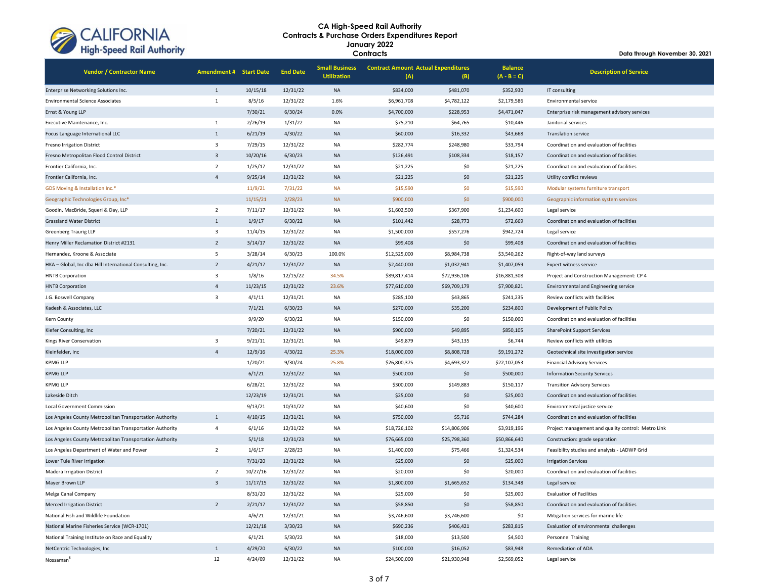# CA High-Speed Rail Authority
## Contracts & Purchase Orders Expenditures Report
### January 2022
### Contracts

Data through November 30, 2021

| Vendor / Contractor Name | Amendment # | Start Date | End Date | Small Business Utilization | Contract Amount (A) | Actual Expenditures (B) | Balance (A - B = C) | Description of Service |
|---|---|---|---|---|---|---|---|---|
| Enterprise Networking Solutions Inc. | 1 | 10/15/18 | 12/31/22 | NA | $834,000 | $481,070 | $352,930 | IT consulting |
| Environmental Science Associates | 1 | 8/5/16 | 12/31/22 | 1.6% | $6,961,708 | $4,782,122 | $2,179,586 | Environmental service |
| Ernst & Young LLP | | 7/30/21 | 6/30/24 | 0.0% | $4,700,000 | $228,953 | $4,471,047 | Enterprise risk management advisory services |
| Executive Maintenance, Inc. | 1 | 2/26/19 | 1/31/22 | NA | $75,210 | $64,765 | $10,446 | Janitorial services |
| Focus Language International LLC | 1 | 6/21/19 | 4/30/22 | NA | $60,000 | $16,332 | $43,668 | Translation service |
| Fresno Irrigation District | 3 | 7/29/15 | 12/31/22 | NA | $282,774 | $248,980 | $33,794 | Coordination and evaluation of facilities |
| Fresno Metropolitan Flood Control District | 3 | 10/20/16 | 6/30/23 | NA | $126,491 | $108,334 | $18,157 | Coordination and evaluation of facilities |
| Frontier California, Inc. | 2 | 1/25/17 | 12/31/22 | NA | $21,225 | $0 | $21,225 | Coordination and evaluation of facilities |
| Frontier California, Inc. | 4 | 9/25/14 | 12/31/22 | NA | $21,225 | $0 | $21,225 | Utility conflict reviews |
| GDS Moving & Installation Inc.* | | 11/9/21 | 7/31/22 | NA | $15,590 | $0 | $15,590 | Modular systems furniture transport |
| Geographic Technologies Group, Inc* | | 11/15/21 | 2/28/23 | NA | $900,000 | $0 | $900,000 | Geographic information system services |
| Goodin, MacBride, Squeri & Day, LLP | 2 | 7/11/17 | 12/31/22 | NA | $1,602,500 | $367,900 | $1,234,600 | Legal service |
| Grassland Water District | 1 | 1/9/17 | 6/30/22 | NA | $101,442 | $28,773 | $72,669 | Coordination and evaluation of facilities |
| Greenberg Traurig LLP | 3 | 11/4/15 | 12/31/22 | NA | $1,500,000 | $557,276 | $942,724 | Legal service |
| Henry Miller Reclamation District #2131 | 2 | 3/14/17 | 12/31/22 | NA | $99,408 | $0 | $99,408 | Coordination and evaluation of facilities |
| Hernandez, Kroone & Associate | 5 | 3/28/14 | 6/30/23 | 100.0% | $12,525,000 | $8,984,738 | $3,540,262 | Right-of-way land surveys |
| HKA – Global, Inc dba Hill International Consulting, Inc. | 2 | 4/21/17 | 12/31/22 | NA | $2,440,000 | $1,032,941 | $1,407,059 | Expert witness service |
| HNTB Corporation | 3 | 1/8/16 | 12/15/22 | 34.5% | $89,817,414 | $72,936,106 | $16,881,308 | Project and Construction Management: CP 4 |
| HNTB Corporation | 4 | 11/23/15 | 12/31/22 | 23.6% | $77,610,000 | $69,709,179 | $7,900,821 | Environmental and Engineering service |
| J.G. Boswell Company | 3 | 4/1/11 | 12/31/21 | NA | $285,100 | $43,865 | $241,235 | Review conflicts with facilities |
| Kadesh & Associates, LLC | | 7/1/21 | 6/30/23 | NA | $270,000 | $35,200 | $234,800 | Development of Public Policy |
| Kern County | | 9/9/20 | 6/30/22 | NA | $150,000 | $0 | $150,000 | Coordination and evaluation of facilities |
| Kiefer Consulting, Inc | | 7/20/21 | 12/31/22 | NA | $900,000 | $49,895 | $850,105 | SharePoint Support Services |
| Kings River Conservation | 3 | 9/21/11 | 12/31/21 | NA | $49,879 | $43,135 | $6,744 | Review conflicts with utilities |
| Kleinfelder, Inc | 4 | 12/9/16 | 4/30/22 | 25.3% | $18,000,000 | $8,808,728 | $9,191,272 | Geotechnical site investigation service |
| KPMG LLP | | 1/20/21 | 9/30/24 | 25.8% | $26,800,375 | $4,693,322 | $22,107,053 | Financial Advisory Services |
| KPMG LLP | | 6/1/21 | 12/31/22 | NA | $500,000 | $0 | $500,000 | Information Security Services |
| KPMG LLP | | 6/28/21 | 12/31/22 | NA | $300,000 | $149,883 | $150,117 | Transition Advisory Services |
| Lakeside Ditch | | 12/23/19 | 12/31/21 | NA | $25,000 | $0 | $25,000 | Coordination and evaluation of facilities |
| Local Government Commission | | 9/13/21 | 10/31/22 | NA | $40,600 | $0 | $40,600 | Environmental justice service |
| Los Angeles County Metropolitan Transportation Authority | 1 | 4/10/15 | 12/31/21 | NA | $750,000 | $5,716 | $744,284 | Coordination and evaluation of facilities |
| Los Angeles County Metropolitan Transportation Authority | 4 | 6/1/16 | 12/31/22 | NA | $18,726,102 | $14,806,906 | $3,919,196 | Project management and quality control: Metro Link |
| Los Angeles County Metropolitan Transportation Authority | | 5/1/18 | 12/31/23 | NA | $76,665,000 | $25,798,360 | $50,866,640 | Construction: grade separation |
| Los Angeles Department of Water and Power | 2 | 1/6/17 | 2/28/23 | NA | $1,400,000 | $75,466 | $1,324,534 | Feasibility studies and analysis - LADWP Grid |
| Lower Tule River Irrigation | | 7/31/20 | 12/31/22 | NA | $25,000 | $0 | $25,000 | Irrigation Services |
| Madera Irrigation District | 2 | 10/27/16 | 12/31/22 | NA | $20,000 | $0 | $20,000 | Coordination and evaluation of facilities |
| Mayer Brown LLP | 3 | 11/17/15 | 12/31/22 | NA | $1,800,000 | $1,665,652 | $134,348 | Legal service |
| Melga Canal Company | | 8/31/20 | 12/31/22 | NA | $25,000 | $0 | $25,000 | Evaluation of Facilities |
| Merced Irrigation District | 2 | 2/21/17 | 12/31/22 | NA | $58,850 | $0 | $58,850 | Coordination and evaluation of facilities |
| National Fish and Wildlife Foundation | | 4/6/21 | 12/31/21 | NA | $3,746,600 | $3,746,600 | $0 | Mitigation services for marine life |
| National Marine Fisheries Service (WCR-1701) | | 12/21/18 | 3/30/23 | NA | $690,236 | $406,421 | $283,815 | Evaluation of environmental challenges |
| National Training Institute on Race and Equality | | 6/1/21 | 5/30/22 | NA | $18,000 | $13,500 | $4,500 | Personnel Training |
| NetCentric Technologies, Inc | 1 | 4/29/20 | 6/30/22 | NA | $100,000 | $16,052 | $83,948 | Remediation of ADA |
| Nossaman[8] | 12 | 4/24/09 | 12/31/22 | NA | $24,500,000 | $21,930,948 | $2,569,052 | Legal service |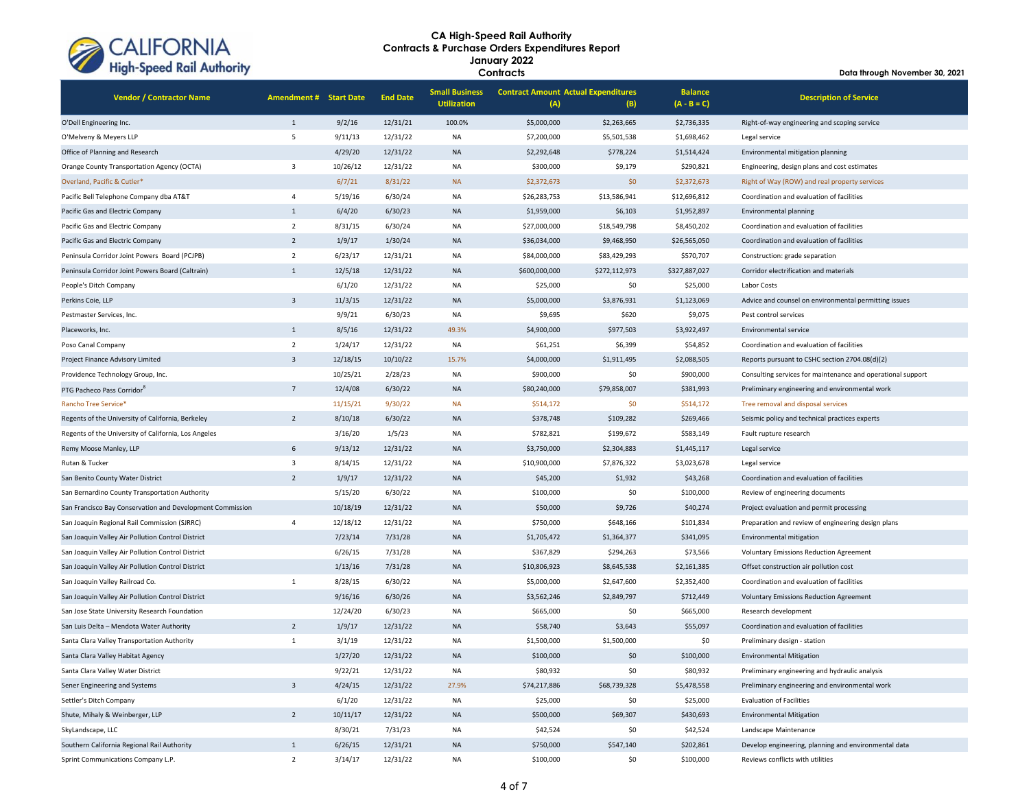# CA High-Speed Rail Authority
## Contracts & Purchase Orders Expenditures Report
## January 2022
## Contracts

Data through November 30, 2021

| Vendor / Contractor Name | Amendment # | Start Date | End Date | Small Business Utilization | Contract Amount (A) | Actual Expenditures (B) | Balance (A - B = C) | Description of Service |
|---|---|---|---|---|---|---|---|---|
| O'Dell Engineering Inc. | 1 | 9/2/16 | 12/31/21 | 100.0% | $5,000,000 | $2,263,665 | $2,736,335 | Right-of-way engineering and scoping service |
| O'Melveny & Meyers LLP | 5 | 9/11/13 | 12/31/22 | NA | $7,200,000 | $5,501,538 | $1,698,462 | Legal service |
| Office of Planning and Research | | 4/29/20 | 12/31/22 | NA | $2,292,648 | $778,224 | $1,514,424 | Environmental mitigation planning |
| Orange County Transportation Agency (OCTA) | 3 | 10/26/12 | 12/31/22 | NA | $300,000 | $9,179 | $290,821 | Engineering, design plans and cost estimates |
| Overland, Pacific & Cutler* | | 6/7/21 | 8/31/22 | NA | $2,372,673 | $0 | $2,372,673 | Right of Way (ROW) and real property services |
| Pacific Bell Telephone Company dba AT&T | 4 | 5/19/16 | 6/30/24 | NA | $26,283,753 | $13,586,941 | $12,696,812 | Coordination and evaluation of facilities |
| Pacific Gas and Electric Company | 1 | 6/4/20 | 6/30/23 | NA | $1,959,000 | $6,103 | $1,952,897 | Environmental planning |
| Pacific Gas and Electric Company | 2 | 8/31/15 | 6/30/24 | NA | $27,000,000 | $18,549,798 | $8,450,202 | Coordination and evaluation of facilities |
| Pacific Gas and Electric Company | 2 | 1/9/17 | 1/30/24 | NA | $36,034,000 | $9,468,950 | $26,565,050 | Coordination and evaluation of facilities |
| Peninsula Corridor Joint Powers Board (PCJPB) | 2 | 6/23/17 | 12/31/21 | NA | $84,000,000 | $83,429,293 | $570,707 | Construction: grade separation |
| Peninsula Corridor Joint Powers Board (Caltrain) | 1 | 12/5/18 | 12/31/22 | NA | $600,000,000 | $272,112,973 | $327,887,027 | Corridor electrification and materials |
| People's Ditch Company | | 6/1/20 | 12/31/22 | NA | $25,000 | $0 | $25,000 | Labor Costs |
| Perkins Coie, LLP | 3 | 11/3/15 | 12/31/22 | NA | $5,000,000 | $3,876,931 | $1,123,069 | Advice and counsel on environmental permitting issues |
| Pestmaster Services, Inc. | | 9/9/21 | 6/30/23 | NA | $9,695 | $620 | $9,075 | Pest control services |
| Placeworks, Inc. | 1 | 8/5/16 | 12/31/22 | 49.3% | $4,900,000 | $977,503 | $3,922,497 | Environmental service |
| Poso Canal Company | 2 | 1/24/17 | 12/31/22 | NA | $61,251 | $6,399 | $54,852 | Coordination and evaluation of facilities |
| Project Finance Advisory Limited | 3 | 12/18/15 | 10/10/22 | 15.7% | $4,000,000 | $1,911,495 | $2,088,505 | Reports pursuant to CSHC section 2704.08(d)(2) |
| Providence Technology Group, Inc. | | 10/25/21 | 2/28/23 | NA | $900,000 | $0 | $900,000 | Consulting services for maintenance and operational support |
| PTG Pacheco Pass Corridor[8] | 7 | 12/4/08 | 6/30/22 | NA | $80,240,000 | $79,858,007 | $381,993 | Preliminary engineering and environmental work |
| Rancho Tree Service* | | 11/15/21 | 9/30/22 | NA | $514,172 | $0 | $514,172 | Tree removal and disposal services |
| Regents of the University of California, Berkeley | 2 | 8/10/18 | 6/30/22 | NA | $378,748 | $109,282 | $269,466 | Seismic policy and technical practices experts |
| Regents of the University of California, Los Angeles | | 3/16/20 | 1/5/23 | NA | $782,821 | $199,672 | $583,149 | Fault rupture research |
| Remy Moose Manley, LLP | 6 | 9/13/12 | 12/31/22 | NA | $3,750,000 | $2,304,883 | $1,445,117 | Legal service |
| Rutan & Tucker | 3 | 8/14/15 | 12/31/22 | NA | $10,900,000 | $7,876,322 | $3,023,678 | Legal service |
| San Benito County Water District | 2 | 1/9/17 | 12/31/22 | NA | $45,200 | $1,932 | $43,268 | Coordination and evaluation of facilities |
| San Bernardino County Transportation Authority | | 5/15/20 | 6/30/22 | NA | $100,000 | $0 | $100,000 | Review of engineering documents |
| San Francisco Bay Conservation and Development Commission | | 10/18/19 | 12/31/22 | NA | $50,000 | $9,726 | $40,274 | Project evaluation and permit processing |
| San Joaquin Regional Rail Commission (SJRRC) | 4 | 12/18/12 | 12/31/22 | NA | $750,000 | $648,166 | $101,834 | Preparation and review of engineering design plans |
| San Joaquin Valley Air Pollution Control District | | 7/23/14 | 7/31/28 | NA | $1,705,472 | $1,364,377 | $341,095 | Environmental mitigation |
| San Joaquin Valley Air Pollution Control District | | 6/26/15 | 7/31/28 | NA | $367,829 | $294,263 | $73,566 | Voluntary Emissions Reduction Agreement |
| San Joaquin Valley Air Pollution Control District | | 1/13/16 | 7/31/28 | NA | $10,806,923 | $8,645,538 | $2,161,385 | Offset construction air pollution cost |
| San Joaquin Valley Railroad Co. | 1 | 8/28/15 | 6/30/22 | NA | $5,000,000 | $2,647,600 | $2,352,400 | Coordination and evaluation of facilities |
| San Joaquin Valley Air Pollution Control District | | 9/16/16 | 6/30/26 | NA | $3,562,246 | $2,849,797 | $712,449 | Voluntary Emissions Reduction Agreement |
| San Jose State University Research Foundation | | 12/24/20 | 6/30/23 | NA | $665,000 | $0 | $665,000 | Research development |
| San Luis Delta – Mendota Water Authority | 2 | 1/9/17 | 12/31/22 | NA | $58,740 | $3,643 | $55,097 | Coordination and evaluation of facilities |
| Santa Clara Valley Transportation Authority | 1 | 3/1/19 | 12/31/22 | NA | $1,500,000 | $1,500,000 | $0 | Preliminary design - station |
| Santa Clara Valley Habitat Agency | | 1/27/20 | 12/31/22 | NA | $100,000 | $0 | $100,000 | Environmental Mitigation |
| Santa Clara Valley Water District | | 9/22/21 | 12/31/22 | NA | $80,932 | $0 | $80,932 | Preliminary engineering and hydraulic analysis |
| Sener Engineering and Systems | 3 | 4/24/15 | 12/31/22 | 27.9% | $74,217,886 | $68,739,328 | $5,478,558 | Preliminary engineering and environmental work |
| Settler's Ditch Company | | 6/1/20 | 12/31/22 | NA | $25,000 | $0 | $25,000 | Evaluation of Facilities |
| Shute, Mihaly & Weinberger, LLP | 2 | 10/11/17 | 12/31/22 | NA | $500,000 | $69,307 | $430,693 | Environmental Mitigation |
| SkyLandscape, LLC | | 8/30/21 | 7/31/23 | NA | $42,524 | $0 | $42,524 | Landscape Maintenance |
| Southern California Regional Rail Authority | 1 | 6/26/15 | 12/31/21 | NA | $750,000 | $547,140 | $202,861 | Develop engineering, planning and environmental data |
| Sprint Communications Company L.P. | 2 | 3/14/17 | 12/31/22 | NA | $100,000 | $0 | $100,000 | Reviews conflicts with utilities |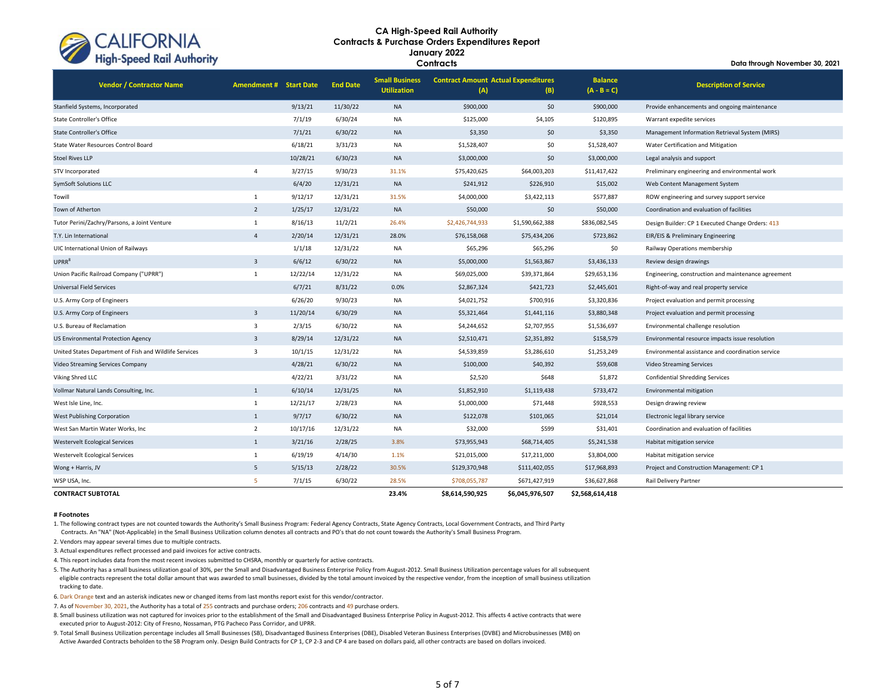# CA High-Speed Rail Authority
## Contracts & Purchase Orders Expenditures Report
## January 2022
## Contracts

Data through November 30, 2021

| Vendor / Contractor Name | Amendment # | Start Date | End Date | Small Business Utilization | Contract Amount (A) | Actual Expenditures (B) | Balance (A - B = C) | Description of Service |
|---|---|---|---|---|---|---|---|---|
| Stanfield Systems, Incorporated | | 9/13/21 | 11/30/22 | NA | $900,000 | $0 | $900,000 | Provide enhancements and ongoing maintenance |
| State Controller's Office | | 7/1/19 | 6/30/24 | NA | $125,000 | $4,105 | $120,895 | Warrant expedite services |
| State Controller's Office | | 7/1/21 | 6/30/22 | NA | $3,350 | $0 | $3,350 | Management Information Retrieval System (MIRS) |
| State Water Resources Control Board | | 6/18/21 | 3/31/23 | NA | $1,528,407 | $0 | $1,528,407 | Water Certification and Mitigation |
| Stoel Rives LLP | | 10/28/21 | 6/30/23 | NA | $3,000,000 | $0 | $3,000,000 | Legal analysis and support |
| STV Incorporated | 4 | 3/27/15 | 9/30/23 | 31.1% | $75,420,625 | $64,003,203 | $11,417,422 | Preliminary engineering and environmental work |
| SymSoft Solutions LLC | | 6/4/20 | 12/31/21 | NA | $241,912 | $226,910 | $15,002 | Web Content Management System |
| Towill | 1 | 9/12/17 | 12/31/21 | 31.5% | $4,000,000 | $3,422,113 | $577,887 | ROW engineering and survey support service |
| Town of Atherton | 2 | 1/25/17 | 12/31/22 | NA | $50,000 | $0 | $50,000 | Coordination and evaluation of facilities |
| Tutor Perini/Zachry/Parsons, a Joint Venture | 1 | 8/16/13 | 11/2/21 | 26.4% | $2,426,744,933 | $1,590,662,388 | $836,082,545 | Design Builder: CP 1 Executed Change Orders: 413 |
| T.Y. Lin International | 4 | 2/20/14 | 12/31/21 | 28.0% | $76,158,068 | $75,434,206 | $723,862 | EIR/EIS & Preliminary Engineering |
| UIC International Union of Railways | | 1/1/18 | 12/31/22 | NA | $65,296 | $65,296 | $0 | Railway Operations membership |
| UPRR[8] | 3 | 6/6/12 | 6/30/22 | NA | $5,000,000 | $1,563,867 | $3,436,133 | Review design drawings |
| Union Pacific Railroad Company ("UPRR") | 1 | 12/22/14 | 12/31/22 | NA | $69,025,000 | $39,371,864 | $29,653,136 | Engineering, construction and maintenance agreement |
| Universal Field Services | | 6/7/21 | 8/31/22 | 0.0% | $2,867,324 | $421,723 | $2,445,601 | Right-of-way and real property service |
| U.S. Army Corp of Engineers | | 6/26/20 | 9/30/23 | NA | $4,021,752 | $700,916 | $3,320,836 | Project evaluation and permit processing |
| U.S. Army Corp of Engineers | 3 | 11/20/14 | 6/30/29 | NA | $5,321,464 | $1,441,116 | $3,880,348 | Project evaluation and permit processing |
| U.S. Bureau of Reclamation | 3 | 2/3/15 | 6/30/22 | NA | $4,244,652 | $2,707,955 | $1,536,697 | Environmental challenge resolution |
| US Environmental Protection Agency | 3 | 8/29/14 | 12/31/22 | NA | $2,510,471 | $2,351,892 | $158,579 | Environmental resource impacts issue resolution |
| United States Department of Fish and Wildlife Services | 3 | 10/1/15 | 12/31/22 | NA | $4,539,859 | $3,286,610 | $1,253,249 | Environmental assistance and coordination service |
| Video Streaming Services Company | | 4/28/21 | 6/30/22 | NA | $100,000 | $40,392 | $59,608 | Video Streaming Services |
| Viking Shred LLC | | 4/22/21 | 3/31/22 | NA | $2,520 | $648 | $1,872 | Confidential Shredding Services |
| Vollmar Natural Lands Consulting, Inc. | 1 | 6/10/14 | 12/31/25 | NA | $1,852,910 | $1,119,438 | $733,472 | Environmental mitigation |
| West Isle Line, Inc. | 1 | 12/21/17 | 2/28/23 | NA | $1,000,000 | $71,448 | $928,553 | Design drawing review |
| West Publishing Corporation | 1 | 9/7/17 | 6/30/22 | NA | $122,078 | $101,065 | $21,014 | Electronic legal library service |
| West San Martin Water Works, Inc | 2 | 10/17/16 | 12/31/22 | NA | $32,000 | $599 | $31,401 | Coordination and evaluation of facilities |
| Westervelt Ecological Services | 1 | 3/21/16 | 2/28/25 | 3.8% | $73,955,943 | $68,714,405 | $5,241,538 | Habitat mitigation service |
| Westervelt Ecological Services | 1 | 6/19/19 | 4/14/30 | 1.1% | $21,015,000 | $17,211,000 | $3,804,000 | Habitat mitigation service |
| Wong + Harris, JV | 5 | 5/15/13 | 2/28/22 | 30.5% | $129,370,948 | $111,402,055 | $17,968,893 | Project and Construction Management: CP 1 |
| WSP USA, Inc. | 5 | 7/1/15 | 6/30/22 | 28.5% | $708,055,787 | $671,427,919 | $36,627,868 | Rail Delivery Partner |
| **CONTRACT SUBTOTAL** | | | | **23.4%** | **$8,614,590,925** | **$6,045,976,507** | **$2,568,614,418** | |

**# Footnotes**

1. The following contract types are not counted towards the Authority's Small Business Program: Federal Agency Contracts, State Agency Contracts, Local Government Contracts, and Third Party Contracts. An "NA" (Not-Applicable) in the Small Business Utilization column denotes all contracts and PO's that do not count towards the Authority's Small Business Program.
2. Vendors may appear several times due to multiple contracts.
3. Actual expenditures reflect processed and paid invoices for active contracts.
4. This report includes data from the most recent invoices submitted to CHSRA, monthly or quarterly for active contracts.
5. The Authority has a small business utilization goal of 30%, per the Small and Disadvantaged Business Enterprise Policy from August-2012. Small Business Utilization percentage values for all subsequent eligible contracts represent the total dollar amount that was awarded to small businesses, divided by the total amount invoiced by the respective vendor, from the inception of small business utilization tracking to date.
6. Dark Orange text and an asterisk indicates new or changed items from last months report exist for this vendor/contractor.
7. As of November 30, 2021, the Authority has a total of 255 contracts and purchase orders; 206 contracts and 49 purchase orders.
8. Small business utilization was not captured for invoices prior to the establishment of the Small and Disadvantaged Business Enterprise Policy in August-2012. This affects 4 active contracts that were executed prior to August-2012: City of Fresno, Nossaman, PTG Pacheco Pass Corridor, and UPRR.
9. Total Small Business Utilization percentage includes all Small Businesses (SB), Disadvantaged Business Enterprises (DBE), Disabled Veteran Business Enterprises (DVBE) and Microbusinesses (MB) on Active Awarded Contracts beholden to the SB Program only. Design Build Contracts for CP 1, CP 2-3 and CP 4 are based on dollars paid, all other contracts are based on dollars invoiced.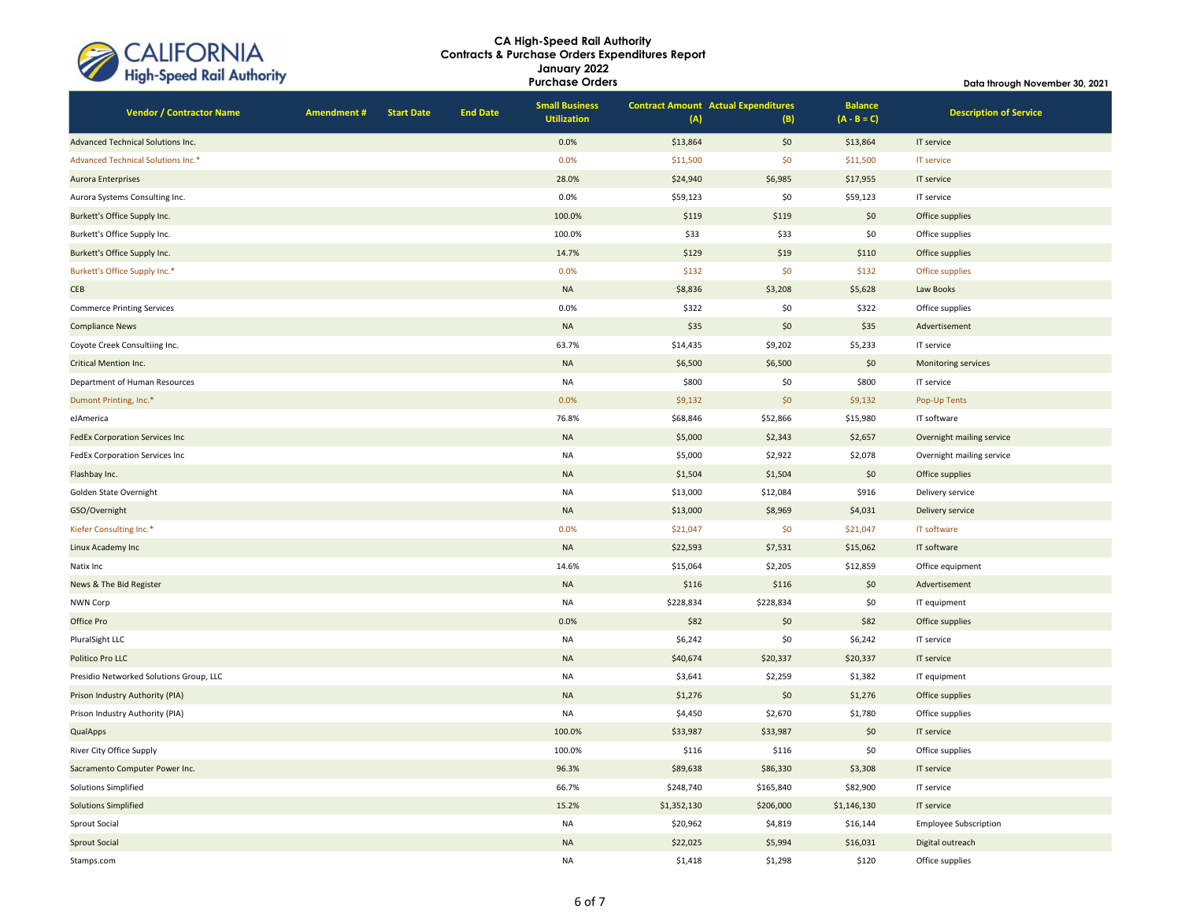**CA High-Speed Rail Authority**
**Contracts & Purchase Orders Expenditures Report**
**January 2022**
**Purchase Orders**

**Data through November 30, 2021**

| Vendor / Contractor Name | Amendment # | Start Date | End Date | Small Business Utilization | Contract Amount (A) | Actual Expenditures (B) | Balance (A - B = C) | Description of Service |
|---|---|---|---|---|---|---|---|---|
| Advanced Technical Solutions Inc. | | | | 0.0% | $13,864 | $0 | $13,864 | IT service |
| Advanced Technical Solutions Inc.* | | | | 0.0% | $11,500 | $0 | $11,500 | IT service |
| Aurora Enterprises | | | | 28.0% | $24,940 | $6,985 | $17,955 | IT service |
| Aurora Systems Consulting Inc. | | | | 0.0% | $59,123 | $0 | $59,123 | IT service |
| Burkett's Office Supply Inc. | | | | 100.0% | $119 | $119 | $0 | Office supplies |
| Burkett's Office Supply Inc. | | | | 100.0% | $33 | $33 | $0 | Office supplies |
| Burkett's Office Supply Inc. | | | | 14.7% | $129 | $19 | $110 | Office supplies |
| Burkett's Office Supply Inc.* | | | | 0.0% | $132 | $0 | $132 | Office supplies |
| CEB | | | | NA | $8,836 | $3,208 | $5,628 | Law Books |
| Commerce Printing Services | | | | 0.0% | $322 | $0 | $322 | Office supplies |
| Compliance News | | | | NA | $35 | $0 | $35 | Advertisement |
| Coyote Creek Consultiing Inc. | | | | 63.7% | $14,435 | $9,202 | $5,233 | IT service |
| Critical Mention Inc. | | | | NA | $6,500 | $6,500 | $0 | Monitoring services |
| Department of Human Resources | | | | NA | $800 | $0 | $800 | IT service |
| Dumont Printing, Inc.* | | | | 0.0% | $9,132 | $0 | $9,132 | Pop-Up Tents |
| eJAmerica | | | | 76.8% | $68,846 | $52,866 | $15,980 | IT software |
| FedEx Corporation Services Inc | | | | NA | $5,000 | $2,343 | $2,657 | Overnight mailing service |
| FedEx Corporation Services Inc | | | | NA | $5,000 | $2,922 | $2,078 | Overnight mailing service |
| Flashbay Inc. | | | | NA | $1,504 | $1,504 | $0 | Office supplies |
| Golden State Overnight | | | | NA | $13,000 | $12,084 | $916 | Delivery service |
| GSO/Overnight | | | | NA | $13,000 | $8,969 | $4,031 | Delivery service |
| Kiefer Consulting Inc.* | | | | 0.0% | $21,047 | $0 | $21,047 | IT software |
| Linux Academy Inc | | | | NA | $22,593 | $7,531 | $15,062 | IT software |
| Natix Inc | | | | 14.6% | $15,064 | $2,205 | $12,859 | Office equipment |
| News & The Bid Register | | | | NA | $116 | $116 | $0 | Advertisement |
| NWN Corp | | | | NA | $228,834 | $228,834 | $0 | IT equipment |
| Office Pro | | | | 0.0% | $82 | $0 | $82 | Office supplies |
| PluralSight LLC | | | | NA | $6,242 | $0 | $6,242 | IT service |
| Politico Pro LLC | | | | NA | $40,674 | $20,337 | $20,337 | IT service |
| Presidio Networked Solutions Group, LLC | | | | NA | $3,641 | $2,259 | $1,382 | IT equipment |
| Prison Industry Authority (PIA) | | | | NA | $1,276 | $0 | $1,276 | Office supplies |
| Prison Industry Authority (PIA) | | | | NA | $4,450 | $2,670 | $1,780 | Office supplies |
| QualApps | | | | 100.0% | $33,987 | $33,987 | $0 | IT service |
| River City Office Supply | | | | 100.0% | $116 | $116 | $0 | Office supplies |
| Sacramento Computer Power Inc. | | | | 96.3% | $89,638 | $86,330 | $3,308 | IT service |
| Solutions Simplified | | | | 66.7% | $248,740 | $165,840 | $82,900 | IT service |
| Solutions Simplified | | | | 15.2% | $1,352,130 | $206,000 | $1,146,130 | IT service |
| Sprout Social | | | | NA | $20,962 | $4,819 | $16,144 | Employee Subscription |
| Sprout Social | | | | NA | $22,025 | $5,994 | $16,031 | Digital outreach |
| Stamps.com | | | | NA | $1,418 | $1,298 | $120 | Office supplies |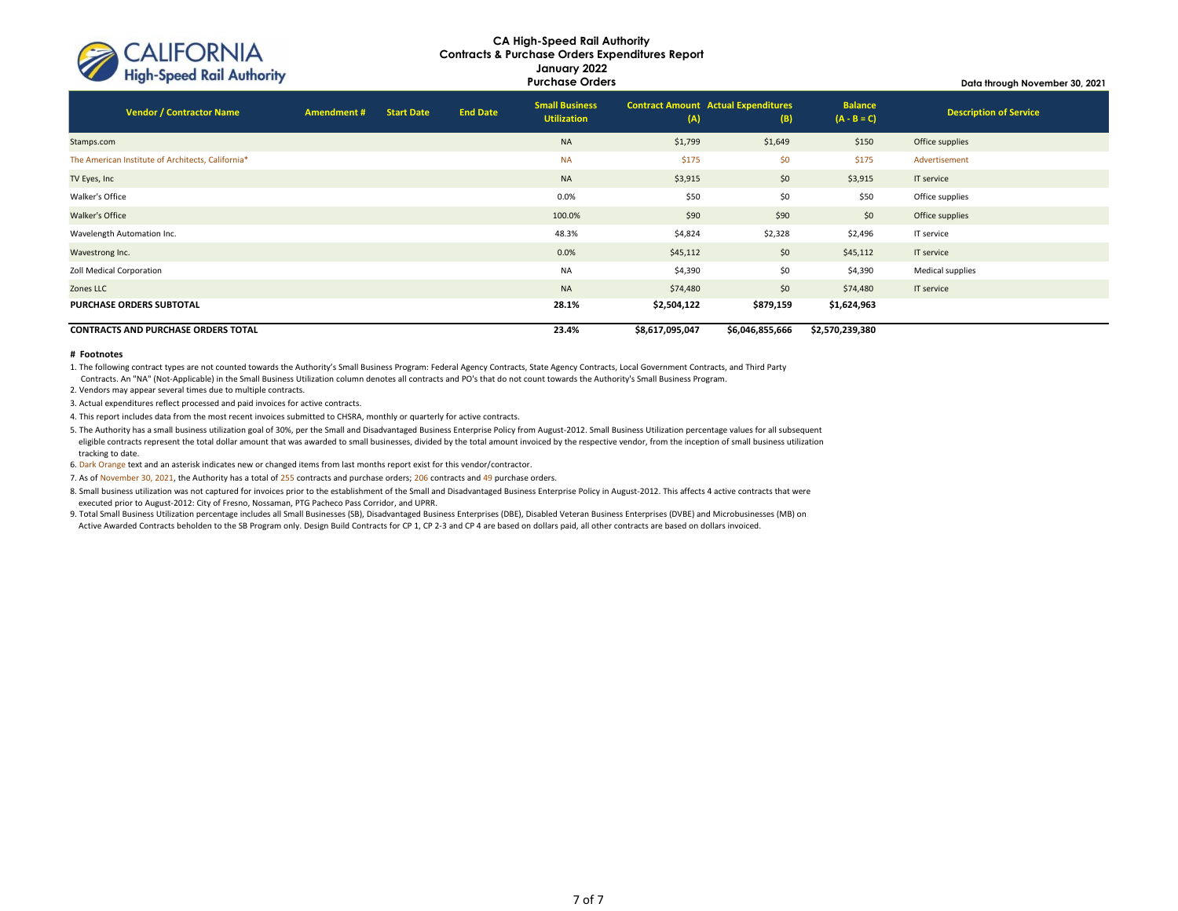# CA High-Speed Rail Authority

## Contracts & Purchase Orders Expenditures Report

## January 2022

## Purchase Orders

**Data through November 30, 2021**

| Vendor / Contractor Name | Amendment # | Start Date | End Date | Small Business Utilization | Contract Amount (A) | Actual Expenditures (B) | Balance (A - B = C) | Description of Service |
|---|---|---|---|---|---|---|---|---|
| Stamps.com | | | | NA | $1,799 | $1,649 | $150 | Office supplies |
| The American Institute of Architects, California* | | | | NA | $175 | $0 | $175 | Advertisement |
| TV Eyes, Inc | | | | NA | $3,915 | $0 | $3,915 | IT service |
| Walker's Office | | | | 0.0% | $50 | $0 | $50 | Office supplies |
| Walker's Office | | | | 100.0% | $90 | $90 | $0 | Office supplies |
| Wavelength Automation Inc. | | | | 48.3% | $4,824 | $2,328 | $2,496 | IT service |
| Wavestrong Inc. | | | | 0.0% | $45,112 | $0 | $45,112 | IT service |
| Zoll Medical Corporation | | | | NA | $4,390 | $0 | $4,390 | Medical supplies |
| Zones LLC | | | | NA | $74,480 | $0 | $74,480 | IT service |
| **PURCHASE ORDERS SUBTOTAL** | | | | **28.1%** | **$2,504,122** | **$879,159** | **$1,624,963** | |
| **CONTRACTS AND PURCHASE ORDERS TOTAL** | | | | **23.4%** | **$8,617,095,047** | **$6,046,855,666** | **$2,570,239,380** | |

**# Footnotes**

1. The following contract types are not counted towards the Authority's Small Business Program: Federal Agency Contracts, State Agency Contracts, Local Government Contracts, and Third Party Contracts. An "NA" (Not-Applicable) in the Small Business Utilization column denotes all contracts and PO's that do not count towards the Authority's Small Business Program.
2. Vendors may appear several times due to multiple contracts.
3. Actual expenditures reflect processed and paid invoices for active contracts.
4. This report includes data from the most recent invoices submitted to CHSRA, monthly or quarterly for active contracts.
5. The Authority has a small business utilization goal of 30%, per the Small and Disadvantaged Business Enterprise Policy from August-2012. Small Business Utilization percentage values for all subsequent eligible contracts represent the total dollar amount that was awarded to small businesses, divided by the total amount invoiced by the respective vendor, from the inception of small business utilization tracking to date.
6. Dark Orange text and an asterisk indicates new or changed items from last months report exist for this vendor/contractor.
7. As of November 30, 2021, the Authority has a total of 255 contracts and purchase orders; 206 contracts and 49 purchase orders.
8. Small business utilization was not captured for invoices prior to the establishment of the Small and Disadvantaged Business Enterprise Policy in August-2012. This affects 4 active contracts that were executed prior to August-2012: City of Fresno, Nossaman, PTG Pacheco Pass Corridor, and UPRR.
9. Total Small Business Utilization percentage includes all Small Businesses (SB), Disadvantaged Business Enterprises (DBE), Disabled Veteran Business Enterprises (DVBE) and Microbusinesses (MB) on Active Awarded Contracts beholden to the SB Program only. Design Build Contracts for CP 1, CP 2-3 and CP 4 are based on dollars paid, all other contracts are based on dollars invoiced.